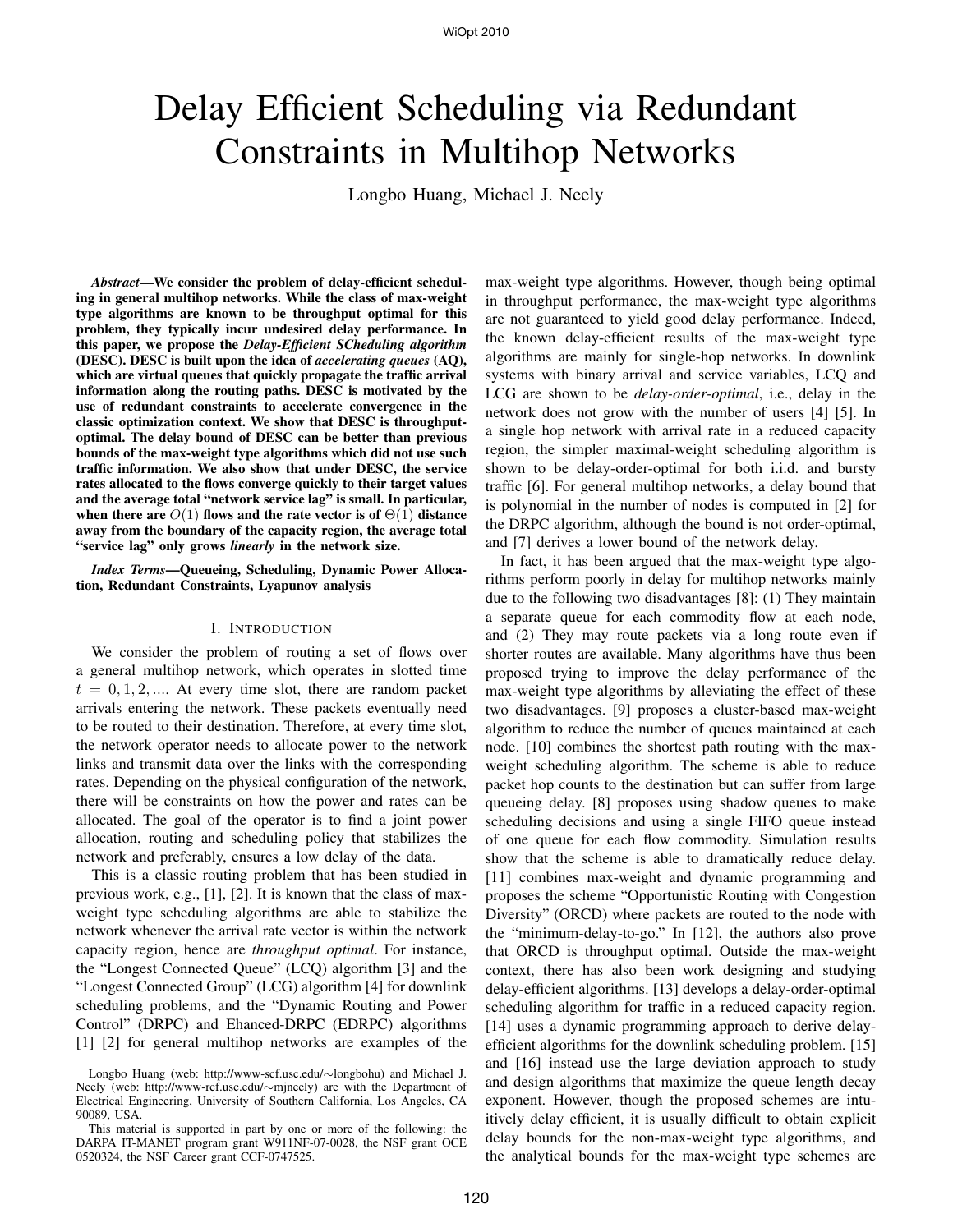# Delay Efficient Scheduling via Redundant Constraints in Multihop Networks

Longbo Huang, Michael J. Neely

***Abstract*—We consider the problem of delay-efficient scheduling in general multihop networks. While the class of max-weight type algorithms are known to be throughput optimal for this problem, they typically incur undesired delay performance. In this paper, we propose the *Delay-Efficient SCheduling algorithm* (DESC). DESC is built upon the idea of *accelerating queues* (AQ), which are virtual queues that quickly propagate the traffic arrival information along the routing paths. DESC is motivated by the use of redundant constraints to accelerate convergence in the classic optimization context. We show that DESC is throughput-optimal. The delay bound of DESC can be better than previous bounds of the max-weight type algorithms which did not use such traffic information. We also show that under DESC, the service rates allocated to the flows converge quickly to their target values and the average total "network service lag" is small. In particular, when there are $O(1)$ flows and the rate vector is of $\Theta(1)$ distance away from the boundary of the capacity region, the average total "service lag" only grows *linearly* in the network size.**

***Index Terms*—Queueing, Scheduling, Dynamic Power Allocation, Redundant Constraints, Lyapunov analysis**

## I. Introduction

We consider the problem of routing a set of flows over a general multihop network, which operates in slotted time $t = 0, 1, 2, ....$ At every time slot, there are random packet arrivals entering the network. These packets eventually need to be routed to their destination. Therefore, at every time slot, the network operator needs to allocate power to the network links and transmit data over the links with the corresponding rates. Depending on the physical configuration of the network, there will be constraints on how the power and rates can be allocated. The goal of the operator is to find a joint power allocation, routing and scheduling policy that stabilizes the network and preferably, ensures a low delay of the data.

This is a classic routing problem that has been studied in previous work, e.g., [1], [2]. It is known that the class of max-weight type scheduling algorithms are able to stabilize the network whenever the arrival rate vector is within the network capacity region, hence are *throughput optimal*. For instance, the "Longest Connected Queue" (LCQ) algorithm [3] and the "Longest Connected Group" (LCG) algorithm [4] for downlink scheduling problems, and the "Dynamic Routing and Power Control" (DRPC) and Ehanced-DRPC (EDRPC) algorithms [1] [2] for general multihop networks are examples of the max-weight type algorithms. However, though being optimal in throughput performance, the max-weight type algorithms are not guaranteed to yield good delay performance. Indeed, the known delay-efficient results of the max-weight type algorithms are mainly for single-hop networks. In downlink systems with binary arrival and service variables, LCQ and LCG are shown to be *delay-order-optimal*, i.e., delay in the network does not grow with the number of users [4] [5]. In a single hop network with arrival rate in a reduced capacity region, the simpler maximal-weight scheduling algorithm is shown to be delay-order-optimal for both i.i.d. and bursty traffic [6]. For general multihop networks, a delay bound that is polynomial in the number of nodes is computed in [2] for the DRPC algorithm, although the bound is not order-optimal, and [7] derives a lower bound of the network delay.

In fact, it has been argued that the max-weight type algorithms perform poorly in delay for multihop networks mainly due to the following two disadvantages [8]: (1) They maintain a separate queue for each commodity flow at each node, and (2) They may route packets via a long route even if shorter routes are available. Many algorithms have thus been proposed trying to improve the delay performance of the max-weight type algorithms by alleviating the effect of these two disadvantages. [9] proposes a cluster-based max-weight algorithm to reduce the number of queues maintained at each node. [10] combines the shortest path routing with the max-weight scheduling algorithm. The scheme is able to reduce packet hop counts to the destination but can suffer from large queueing delay. [8] proposes using shadow queues to make scheduling decisions and using a single FIFO queue instead of one queue for each flow commodity. Simulation results show that the scheme is able to dramatically reduce delay. [11] combines max-weight and dynamic programming and proposes the scheme "Opportunistic Routing with Congestion Diversity" (ORCD) where packets are routed to the node with the "minimum-delay-to-go." In [12], the authors also prove that ORCD is throughput optimal. Outside the max-weight context, there has also been work designing and studying delay-efficient algorithms. [13] develops a delay-order-optimal scheduling algorithm for traffic in a reduced capacity region. [14] uses a dynamic programming approach to derive delay-efficient algorithms for the downlink scheduling problem. [15] and [16] instead use the large deviation approach to study and design algorithms that maximize the queue length decay exponent. However, though the proposed schemes are intuitively delay efficient, it is usually difficult to obtain explicit delay bounds for the non-max-weight type algorithms, and the analytical bounds for the max-weight type schemes are

Longbo Huang (web: http://www-scf.usc.edu/∼longbohu) and Michael J. Neely (web: http://www-rcf.usc.edu/∼mjneely) are with the Department of Electrical Engineering, University of Southern California, Los Angeles, CA 90089, USA.

This material is supported in part by one or more of the following: the DARPA IT-MANET program grant W911NF-07-0028, the NSF grant OCE 0520324, the NSF Career grant CCF-0747525.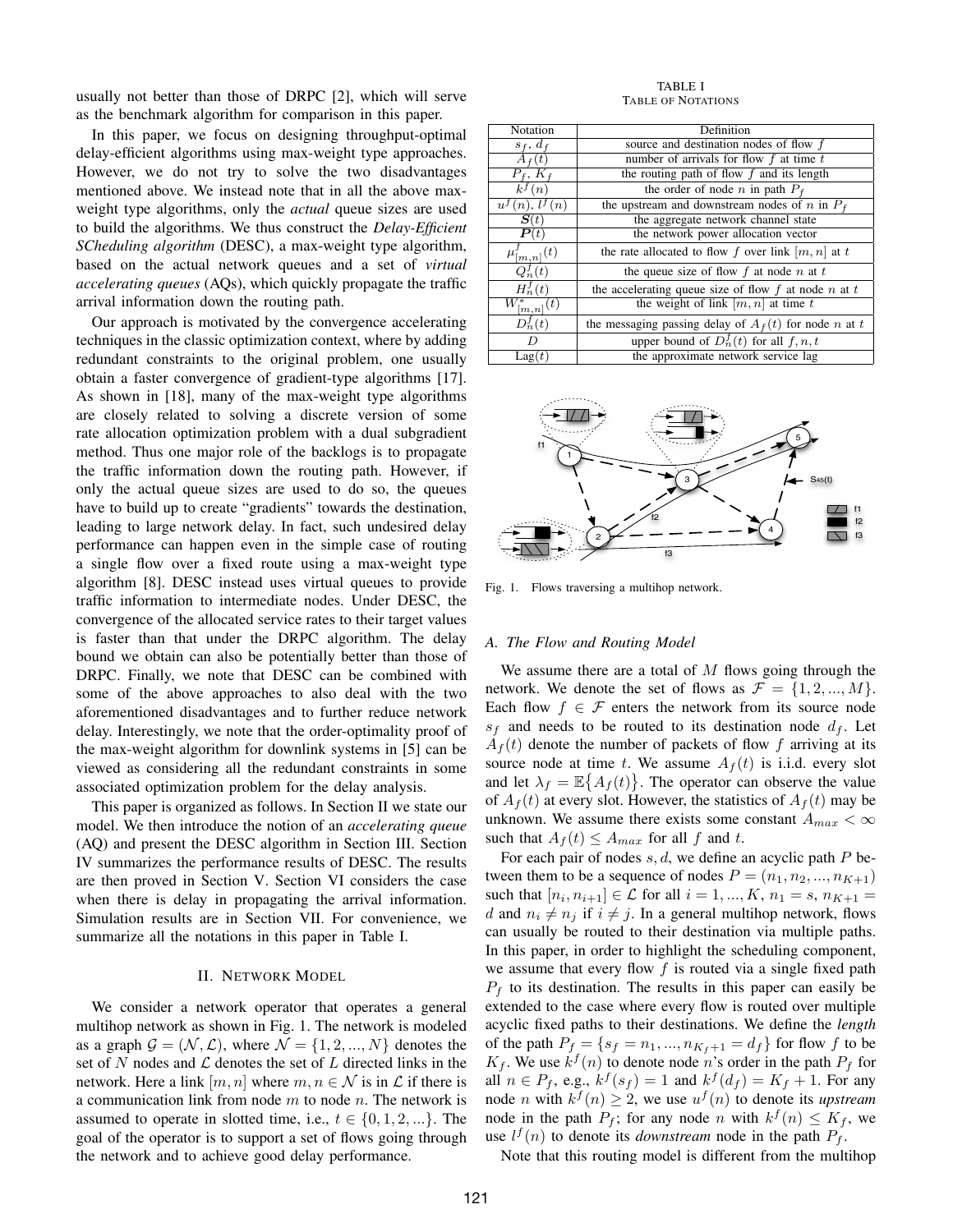usually not better than those of DRPC [2], which will serve as the benchmark algorithm for comparison in this paper.

In this paper, we focus on designing throughput-optimal delay-efficient algorithms using max-weight type approaches. However, we do not try to solve the two disadvantages mentioned above. We instead note that in all the above max-weight type algorithms, only the *actual* queue sizes are used to build the algorithms. We thus construct the *Delay-Efficient SCheduling algorithm* (DESC), a max-weight type algorithm, based on the actual network queues and a set of *virtual accelerating queues* (AQs), which quickly propagate the traffic arrival information down the routing path.

Our approach is motivated by the convergence accelerating techniques in the classic optimization context, where by adding redundant constraints to the original problem, one usually obtain a faster convergence of gradient-type algorithms [17]. As shown in [18], many of the max-weight type algorithms are closely related to solving a discrete version of some rate allocation optimization problem with a dual subgradient method. Thus one major role of the backlogs is to propagate the traffic information down the routing path. However, if only the actual queue sizes are used to do so, the queues have to build up to create "gradients" towards the destination, leading to large network delay. In fact, such undesired delay performance can happen even in the simple case of routing a single flow over a fixed route using a max-weight type algorithm [8]. DESC instead uses virtual queues to provide traffic information to intermediate nodes. Under DESC, the convergence of the allocated service rates to their target values is faster than that under the DRPC algorithm. The delay bound we obtain can also be potentially better than those of DRPC. Finally, we note that DESC can be combined with some of the above approaches to also deal with the two aforementioned disadvantages and to further reduce network delay. Interestingly, we note that the order-optimality proof of the max-weight algorithm for downlink systems in [5] can be viewed as considering all the redundant constraints in some associated optimization problem for the delay analysis.

This paper is organized as follows. In Section II we state our model. We then introduce the notion of an *accelerating queue* (AQ) and present the DESC algorithm in Section III. Section IV summarizes the performance results of DESC. The results are then proved in Section V. Section VI considers the case when there is delay in propagating the arrival information. Simulation results are in Section VII. For convenience, we summarize all the notations in this paper in Table I.

## II. Network Model

We consider a network operator that operates a general multihop network as shown in Fig. 1. The network is modeled as a graph $\mathcal{G} = (\mathcal{N}, \mathcal{L})$, where $\mathcal{N} = \{1, 2, ..., N\}$ denotes the set of $N$ nodes and $\mathcal{L}$ denotes the set of $L$ directed links in the network. Here a link $[m, n]$ where $m, n \in \mathcal{N}$ is in $\mathcal{L}$ if there is a communication link from node $m$ to node $n$. The network is assumed to operate in slotted time, i.e., $t \in \{0, 1, 2, ...\}$. The goal of the operator is to support a set of flows going through the network and to achieve good delay performance.

TABLE I
Table of Notations

| Notation | Definition |
|---|---|
| $s_f$, $d_f$ | source and destination nodes of flow $f$ |
| $A_f(t)$ | number of arrivals for flow $f$ at time $t$ |
| $P_f$, $K_f$ | the routing path of flow $f$ and its length |
| $k^f(n)$ | the order of node $n$ in path $P_f$ |
| $u^f(n)$, $l^f(n)$ | the upstream and downstream nodes of $n$ in $P_f$ |
| $\boldsymbol{S}(t)$ | the aggregate network channel state |
| $\boldsymbol{P}(t)$ | the network power allocation vector |
| $\mu^f_{[m,n]}(t)$ | the rate allocated to flow $f$ over link $[m, n]$ at $t$ |
| $Q^f_n(t)$ | the queue size of flow $f$ at node $n$ at $t$ |
| $H^f_n(t)$ | the accelerating queue size of flow $f$ at node $n$ at $t$ |
| $W^*_{[m,n]}(t)$ | the weight of link $[m, n]$ at time $t$ |
| $D^f_n(t)$ | the messaging passing delay of $A_f(t)$ for node $n$ at $t$ |
| $D$ | upper bound of $D^f_n(t)$ for all $f, n, t$ |
| $\text{Lag}(t)$ | the approximate network service lag |

f1
1
5
3
$S_{45}(t)$
f2
4
2
f3
f1
f2
f3

Fig. 1. Flows traversing a multihop network.

### A. The Flow and Routing Model

We assume there are a total of $M$ flows going through the network. We denote the set of flows as $\mathcal{F} = \{1, 2, ..., M\}$. Each flow $f \in \mathcal{F}$ enters the network from its source node $s_f$ and needs to be routed to its destination node $d_f$. Let $A_f(t)$ denote the number of packets of flow $f$ arriving at its source node at time $t$. We assume $A_f(t)$ is i.i.d. every slot and let $\lambda_f = \mathbb{E}\{A_f(t)\}$. The operator can observe the value of $A_f(t)$ at every slot. However, the statistics of $A_f(t)$ may be unknown. We assume there exists some constant $A_{max} < \infty$ such that $A_f(t) \leq A_{max}$ for all $f$ and $t$.

For each pair of nodes $s, d$, we define an acyclic path $P$ between them to be a sequence of nodes $P = (n_1, n_2, ..., n_{K+1})$ such that $[n_i, n_{i+1}] \in \mathcal{L}$ for all $i = 1, ..., K$, $n_1 = s$, $n_{K+1} = d$ and $n_i \neq n_j$ if $i \neq j$. In a general multihop network, flows can usually be routed to their destination via multiple paths. In this paper, in order to highlight the scheduling component, we assume that every flow $f$ is routed via a single fixed path $P_f$ to its destination. The results in this paper can easily be extended to the case where every flow is routed over multiple acyclic fixed paths to their destinations. We define the *length* of the path $P_f = \{s_f = n_1, ..., n_{K_f+1} = d_f\}$ for flow $f$ to be $K_f$. We use $k^f(n)$ to denote node $n$'s order in the path $P_f$ for all $n \in P_f$, e.g., $k^f(s_f) = 1$ and $k^f(d_f) = K_f + 1$. For any node $n$ with $k^f(n) \geq 2$, we use $u^f(n)$ to denote its *upstream* node in the path $P_f$; for any node $n$ with $k^f(n) \leq K_f$, we use $l^f(n)$ to denote its *downstream* node in the path $P_f$.

Note that this routing model is different from the multihop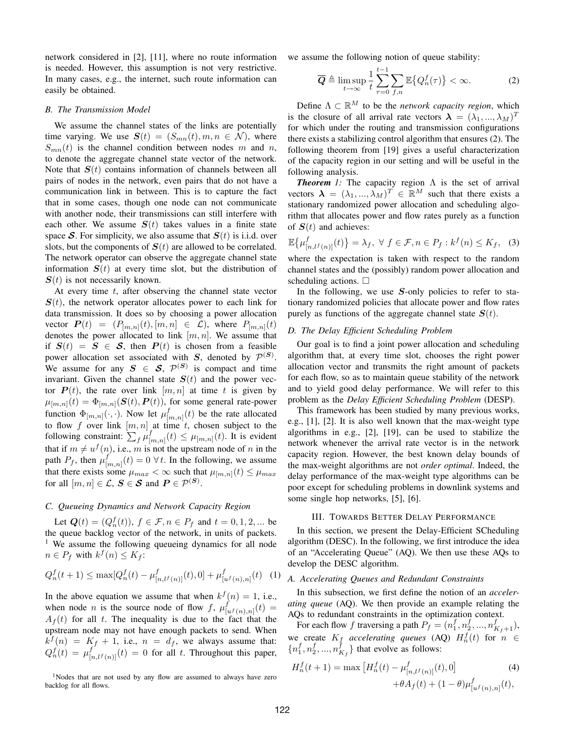network considered in [2], [11], where no route information is needed. However, this assumption is not very restrictive. In many cases, e.g., the internet, such route information can easily be obtained.

### B. The Transmission Model

We assume the channel states of the links are potentially time varying. We use $\boldsymbol{S}(t) = (S_{mn}(t), m, n \in \mathcal{N})$, where $S_{mn}(t)$ is the channel condition between nodes $m$ and $n$, to denote the aggregate channel state vector of the network. Note that $\boldsymbol{S}(t)$ contains information of channels between all pairs of nodes in the network, even pairs that do not have a communication link in between. This is to capture the fact that in some cases, though one node can not communicate with another node, their transmissions can still interfere with each other. We assume $\boldsymbol{S}(t)$ takes values in a finite state space $\boldsymbol{\mathcal{S}}$. For simplicity, we also assume that $\boldsymbol{S}(t)$ is i.i.d. over slots, but the components of $\boldsymbol{S}(t)$ are allowed to be correlated. The network operator can observe the aggregate channel state information $\boldsymbol{S}(t)$ at every time slot, but the distribution of $\boldsymbol{S}(t)$ is not necessarily known.

At every time $t$, after observing the channel state vector $\boldsymbol{S}(t)$, the network operator allocates power to each link for data transmission. It does so by choosing a power allocation vector $\boldsymbol{P}(t) = (P_{[m,n]}(t), [m, n] \in \mathcal{L})$, where $P_{[m,n]}(t)$ denotes the power allocated to link $[m, n]$. We assume that if $\boldsymbol{S}(t) = \boldsymbol{S} \in \boldsymbol{\mathcal{S}}$, then $\boldsymbol{P}(t)$ is chosen from a feasible power allocation set associated with $\boldsymbol{S}$, denoted by $\mathcal{P}^{(\boldsymbol{S})}$. We assume for any $\boldsymbol{S} \in \boldsymbol{\mathcal{S}}$, $\mathcal{P}^{(\boldsymbol{S})}$ is compact and time invariant. Given the channel state $\boldsymbol{S}(t)$ and the power vector $\boldsymbol{P}(t)$, the rate over link $[m, n]$ at time $t$ is given by $\mu_{[m,n]}(t) = \Phi_{[m,n]}(\boldsymbol{S}(t), \boldsymbol{P}(t))$, for some general rate-power function $\Phi_{[m,n]}(\cdot, \cdot)$. Now let $\mu^f_{[m,n]}(t)$ be the rate allocated to flow $f$ over link $[m, n]$ at time $t$, chosen subject to the following constraint: $\sum_f \mu^f_{[m,n]}(t) \leq \mu_{[m,n]}(t)$. It is evident that if $m \neq u^f(n)$, i.e., $m$ is not the upstream node of $n$ in the path $P_f$, then $\mu^f_{[m,n]}(t) = 0 \ \forall\, t$. In the following, we assume that there exists some $\mu_{max} < \infty$ such that $\mu_{[m,n]}(t) \leq \mu_{max}$ for all $[m, n] \in \mathcal{L}$, $\boldsymbol{S} \in \boldsymbol{\mathcal{S}}$ and $\boldsymbol{P} \in \mathcal{P}^{(\boldsymbol{S})}$.

### C. Queueing Dynamics and Network Capacity Region

Let $\boldsymbol{Q}(t) = (Q^f_n(t))$, $f \in \mathcal{F}, n \in P_f$ and $t = 0, 1, 2, ...$ be the queue backlog vector of the network, in units of packets. [1] We assume the following queueing dynamics for all node $n \in P_f$ with $k^f(n) \leq K_f$:

$$Q^f_n(t+1) \leq \max[Q^f_n(t) - \mu^f_{[n,l^f(n)]}(t), 0] + \mu^f_{[u^f(n),n]}(t) \quad (1)$$

In the above equation we assume that when $k^f(n) = 1$, i.e., when node $n$ is the source node of flow $f$, $\mu^f_{[u^f(n),n]}(t) = A_f(t)$ for all $t$. The inequality is due to the fact that the upstream node may not have enough packets to send. When $k^f(n) = K_f + 1$, i.e., $n = d_f$, we always assume that: $Q^f_n(t) = \mu^f_{[n,l^f(n)]}(t) = 0$ for all $t$. Throughout this paper, we assume the following notion of queue stability:

$$\overline{\boldsymbol{Q}} \triangleq \limsup_{t\to\infty} \frac{1}{t} \sum_{\tau=0}^{t-1} \sum_{f,n} \mathbb{E}\{Q^f_n(\tau)\} < \infty. \quad (2)$$

Define $\Lambda \subset \mathbb{R}^M$ to be the *network capacity region*, which is the closure of all arrival rate vectors $\boldsymbol{\lambda} = (\lambda_1, ..., \lambda_M)^T$ for which under the routing and transmission configurations there exists a stabilizing control algorithm that ensures (2). The following theorem from [19] gives a useful characterization of the capacity region in our setting and will be useful in the following analysis.

***Theorem 1:*** The capacity region $\Lambda$ is the set of arrival vectors $\boldsymbol{\lambda} = (\lambda_1, ..., \lambda_M)^T \in \mathbb{R}^M$ such that there exists a stationary randomized power allocation and scheduling algorithm that allocates power and flow rates purely as a function of $\boldsymbol{S}(t)$ and achieves:

$$\mathbb{E}\{\mu^f_{[n,l^f(n)]}(t)\} = \lambda_f, \ \forall\, f \in \mathcal{F}, n \in P_f : k^f(n) \leq K_f, \quad (3)$$

where the expectation is taken with respect to the random channel states and the (possibly) random power allocation and scheduling actions. □

In the following, we use $\boldsymbol{S}$-only policies to refer to stationary randomized policies that allocate power and flow rates purely as functions of the aggregate channel state $\boldsymbol{S}(t)$.

### D. The Delay Efficient Scheduling Problem

Our goal is to find a joint power allocation and scheduling algorithm that, at every time slot, chooses the right power allocation vector and transmits the right amount of packets for each flow, so as to maintain queue stability of the network and to yield good delay performance. We will refer to this problem as the *Delay Efficient Scheduling Problem* (DESP).

This framework has been studied by many previous works, e.g., [1], [2]. It is also well known that the max-weight type algorithms in e.g., [2], [19], can be used to stabilize the network whenever the arrival rate vector is in the network capacity region. However, the best known delay bounds of the max-weight algorithms are not *order optimal*. Indeed, the delay performance of the max-weight type algorithms can be poor except for scheduling problems in downlink systems and some single hop networks, [5], [6].

## III. Towards Better Delay Performance

In this section, we present the Delay-Efficient SCheduling algorithm (DESC). In the following, we first introduce the idea of an "Accelerating Queue" (AQ). We then use these AQs to develop the DESC algorithm.

### A. Accelerating Queues and Redundant Constraints

In this subsection, we first define the notion of an *accelerating queue* (AQ). We then provide an example relating the AQs to redundant constraints in the optimization context.

For each flow $f$ traversing a path $P_f = (n^f_1, n^f_2, ..., n^f_{K_f+1})$, we create $K_f$ *accelerating queues* (AQ) $H^f_n(t)$ for $n \in \{n^f_1, n^f_2, ..., n^f_{K_f}\}$ that evolve as follows:

$$H^f_n(t+1) = \max\left[H^f_n(t) - \mu^f_{[n,l^f(n)]}(t), 0\right] + \theta A_f(t) + (1-\theta)\mu^f_{[u^f(n),n]}(t), \quad (4)$$

[1] Nodes that are not used by any flow are assumed to always have zero backlog for all flows.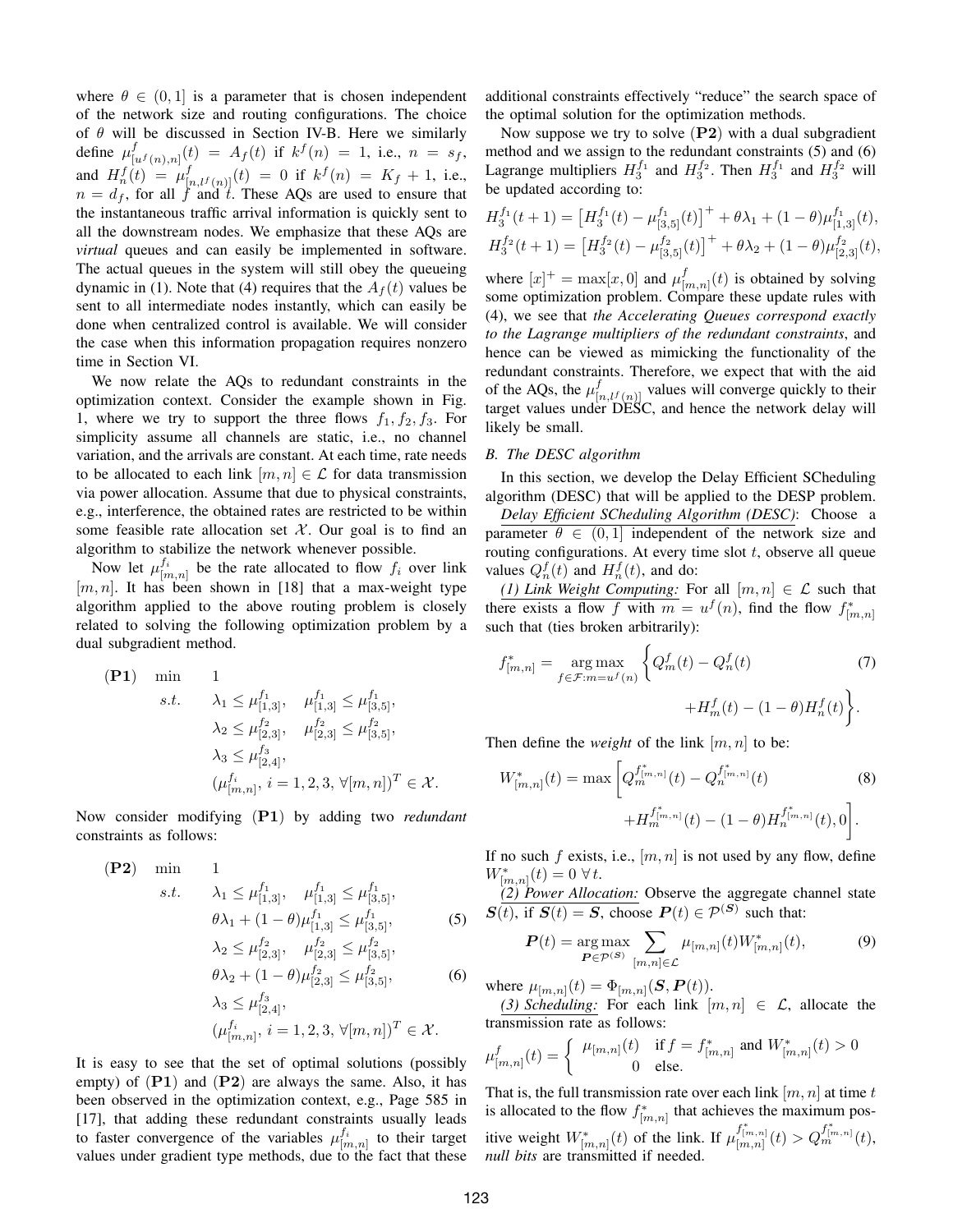where $\theta \in (0, 1]$ is a parameter that is chosen independent of the network size and routing configurations. The choice of $\theta$ will be discussed in Section IV-B. Here we similarly define $\mu^f_{[u^f(n),n]}(t) = A_f(t)$ if $k^f(n) = 1$, i.e., $n = s_f$, and $H^f_n(t) = \mu^f_{[n,l^f(n)]}(t) = 0$ if $k^f(n) = K_f + 1$, i.e., $n = d_f$, for all $f$ and $t$. These AQs are used to ensure that the instantaneous traffic arrival information is quickly sent to all the downstream nodes. We emphasize that these AQs are *virtual* queues and can easily be implemented in software. The actual queues in the system will still obey the queueing dynamic in (1). Note that (4) requires that the $A_f(t)$ values be sent to all intermediate nodes instantly, which can easily be done when centralized control is available. We will consider the case when this information propagation requires nonzero time in Section VI.

We now relate the AQs to redundant constraints in the optimization context. Consider the example shown in Fig. 1, where we try to support the three flows $f_1, f_2, f_3$. For simplicity assume all channels are static, i.e., no channel variation, and the arrivals are constant. At each time, rate needs to be allocated to each link $[m, n] \in \mathcal{L}$ for data transmission via power allocation. Assume that due to physical constraints, e.g., interference, the obtained rates are restricted to be within some feasible rate allocation set $\mathcal{X}$. Our goal is to find an algorithm to stabilize the network whenever possible.

Now let $\mu^{f_i}_{[m,n]}$ be the rate allocated to flow $f_i$ over link $[m, n]$. It has been shown in [18] that a max-weight type algorithm applied to the above routing problem is closely related to solving the following optimization problem by a dual subgradient method.

$$
\begin{aligned}
(\mathbf{P1}) \quad \min \quad & 1 \\
s.t. \quad & \lambda_1 \le \mu^{f_1}_{[1,3]}, \quad \mu^{f_1}_{[1,3]} \le \mu^{f_1}_{[3,5]}, \\
& \lambda_2 \le \mu^{f_2}_{[2,3]}, \quad \mu^{f_2}_{[2,3]} \le \mu^{f_2}_{[3,5]}, \\
& \lambda_3 \le \mu^{f_3}_{[2,4]}, \\
& (\mu^{f_i}_{[m,n]}, i = 1, 2, 3, \forall [m, n])^T \in \mathcal{X}.
\end{aligned}
$$

Now consider modifying $(\mathbf{P1})$ by adding two *redundant* constraints as follows:

$$
\begin{aligned}
(\mathbf{P2}) \quad \min \quad & 1 \\
s.t. \quad & \lambda_1 \le \mu^{f_1}_{[1,3]}, \quad \mu^{f_1}_{[1,3]} \le \mu^{f_1}_{[3,5]}, \\
& \theta\lambda_1 + (1-\theta)\mu^{f_1}_{[1,3]} \le \mu^{f_1}_{[3,5]}, \qquad (5) \\
& \lambda_2 \le \mu^{f_2}_{[2,3]}, \quad \mu^{f_2}_{[2,3]} \le \mu^{f_2}_{[3,5]}, \\
& \theta\lambda_2 + (1-\theta)\mu^{f_2}_{[2,3]} \le \mu^{f_2}_{[3,5]}, \qquad (6) \\
& \lambda_3 \le \mu^{f_3}_{[2,4]}, \\
& (\mu^{f_i}_{[m,n]}, i = 1, 2, 3, \forall [m, n])^T \in \mathcal{X}.
\end{aligned}
$$

It is easy to see that the set of optimal solutions (possibly empty) of $(\mathbf{P1})$ and $(\mathbf{P2})$ are always the same. Also, it has been observed in the optimization context, e.g., Page 585 in [17], that adding these redundant constraints usually leads to faster convergence of the variables $\mu^{f_i}_{[m,n]}$ to their target values under gradient type methods, due to the fact that these additional constraints effectively "reduce" the search space of the optimal solution for the optimization methods.

Now suppose we try to solve $(\mathbf{P2})$ with a dual subgradient method and we assign to the redundant constraints (5) and (6) Lagrange multipliers $H^{f_1}_3$ and $H^{f_2}_3$. Then $H^{f_1}_3$ and $H^{f_2}_3$ will be updated according to:

$$
H^{f_1}_3(t+1) = \left[H^{f_1}_3(t) - \mu^{f_1}_{[3,5]}(t)\right]^+ + \theta\lambda_1 + (1-\theta)\mu^{f_1}_{[1,3]}(t),
$$
$$
H^{f_2}_3(t+1) = \left[H^{f_2}_3(t) - \mu^{f_2}_{[3,5]}(t)\right]^+ + \theta\lambda_2 + (1-\theta)\mu^{f_2}_{[2,3]}(t),
$$

where $[x]^+ = \max[x, 0]$ and $\mu^f_{[m,n]}(t)$ is obtained by solving some optimization problem. Compare these update rules with (4), we see that *the Accelerating Queues correspond exactly to the Lagrange multipliers of the redundant constraints*, and hence can be viewed as mimicking the functionality of the redundant constraints. Therefore, we expect that with the aid of the AQs, the $\mu^f_{[n,l^f(n)]}$ values will converge quickly to their target values under DESC, and hence the network delay will likely be small.

### B. The DESC algorithm

In this section, we develop the Delay Efficient SCheduling algorithm (DESC) that will be applied to the DESP problem.

*Delay Efficient SCheduling Algorithm (DESC)*: Choose a parameter $\theta \in (0, 1]$ independent of the network size and routing configurations. At every time slot $t$, observe all queue values $Q^f_n(t)$ and $H^f_n(t)$, and do:

*(1) Link Weight Computing:* For all $[m, n] \in \mathcal{L}$ such that there exists a flow $f$ with $m = u^f(n)$, find the flow $f^*_{[m,n]}$ such that (ties broken arbitrarily):

$$
f^*_{[m,n]} = \underset{f \in \mathcal{F}: m = u^f(n)}{\arg\max} \Big\{ Q^f_m(t) - Q^f_n(t) + H^f_m(t) - (1-\theta)H^f_n(t) \Big\}. \qquad (7)
$$

Then define the *weight* of the link $[m, n]$ to be:

$$
W^*_{[m,n]}(t) = \max\Big[ Q^{f^*_{[m,n]}}_m(t) - Q^{f^*_{[m,n]}}_n(t) + H^{f^*_{[m,n]}}_m(t) - (1-\theta)H^{f^*_{[m,n]}}_n(t), 0 \Big]. \qquad (8)
$$

If no such $f$ exists, i.e., $[m, n]$ is not used by any flow, define $W^*_{[m,n]}(t) = 0 \ \forall t$.

*(2) Power Allocation:* Observe the aggregate channel state $\boldsymbol{S}(t)$, if $\boldsymbol{S}(t) = \boldsymbol{S}$, choose $\boldsymbol{P}(t) \in \mathcal{P}^{(\boldsymbol{S})}$ such that:

$$
\boldsymbol{P}(t) = \underset{\boldsymbol{P} \in \mathcal{P}^{(\boldsymbol{S})}}{\arg\max} \sum_{[m,n] \in \mathcal{L}} \mu_{[m,n]}(t) W^*_{[m,n]}(t), \qquad (9)
$$

where $\mu_{[m,n]}(t) = \Phi_{[m,n]}(\boldsymbol{S}, \boldsymbol{P}(t))$.

*(3) Scheduling:* For each link $[m, n] \in \mathcal{L}$, allocate the transmission rate as follows:

$$
\mu^f_{[m,n]}(t) = \begin{cases} \mu_{[m,n]}(t) & \text{if } f = f^*_{[m,n]} \text{ and } W^*_{[m,n]}(t) > 0 \\ 0 & \text{else.} \end{cases}
$$

That is, the full transmission rate over each link $[m, n]$ at time $t$ is allocated to the flow $f^*_{[m,n]}$ that achieves the maximum positive weight $W^*_{[m,n]}(t)$ of the link. If $\mu^{f^*_{[m,n]}}_{[m,n]}(t) > Q^{f^*_{[m,n]}}_m(t)$, *null bits* are transmitted if needed.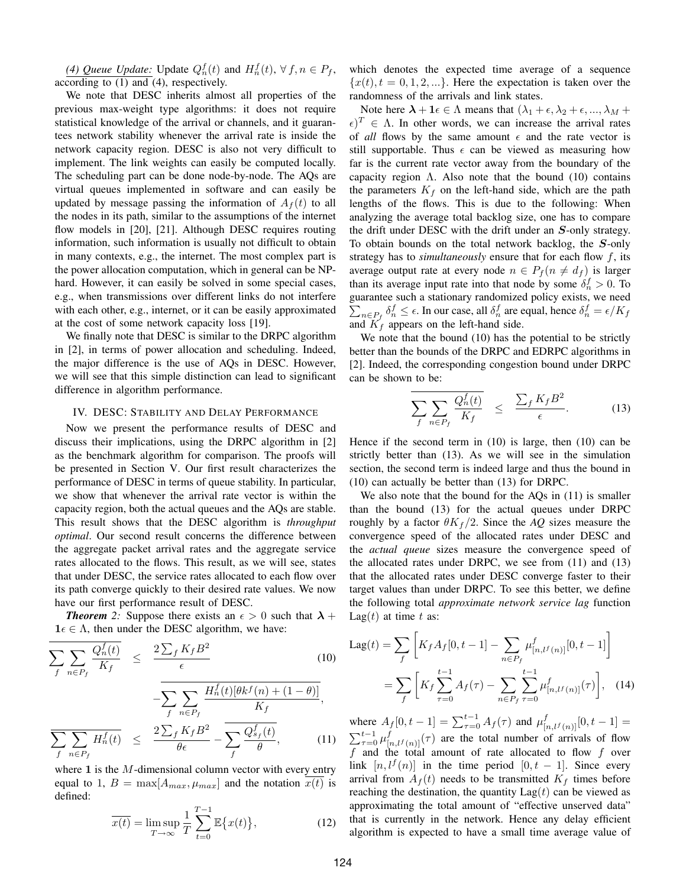*(4) Queue Update:* Update $Q_n^f(t)$ and $H_n^f(t)$, $\forall f, n \in P_f$, according to (1) and (4), respectively.

We note that DESC inherits almost all properties of the previous max-weight type algorithms: it does not require statistical knowledge of the arrival or channels, and it guarantees network stability whenever the arrival rate is inside the network capacity region. DESC is also not very difficult to implement. The link weights can easily be computed locally. The scheduling part can be done node-by-node. The AQs are virtual queues implemented in software and can easily be updated by message passing the information of $A_f(t)$ to all the nodes in its path, similar to the assumptions of the internet flow models in [20], [21]. Although DESC requires routing information, such information is usually not difficult to obtain in many contexts, e.g., the internet. The most complex part is the power allocation computation, which in general can be NP-hard. However, it can easily be solved in some special cases, e.g., when transmissions over different links do not interfere with each other, e.g., internet, or it can be easily approximated at the cost of some network capacity loss [19].

We finally note that DESC is similar to the DRPC algorithm in [2], in terms of power allocation and scheduling. Indeed, the major difference is the use of AQs in DESC. However, we will see that this simple distinction can lead to significant difference in algorithm performance.

## IV. DESC: Stability and Delay Performance

Now we present the performance results of DESC and discuss their implications, using the DRPC algorithm in [2] as the benchmark algorithm for comparison. The proofs will be presented in Section V. Our first result characterizes the performance of DESC in terms of queue stability. In particular, we show that whenever the arrival rate vector is within the capacity region, both the actual queues and the AQs are stable. This result shows that the DESC algorithm is *throughput optimal*. Our second result concerns the difference between the aggregate packet arrival rates and the aggregate service rates allocated to the flows. This result, as we will see, states that under DESC, the service rates allocated to each flow over its path converge quickly to their desired rate values. We now have our first performance result of DESC.

***Theorem 2:*** Suppose there exists an $\epsilon > 0$ such that $\boldsymbol{\lambda} + \mathbf{1}\epsilon \in \Lambda$, then under the DESC algorithm, we have:

$$\overline{\sum_f \sum_{n\in P_f} \frac{Q_n^f(t)}{K_f}} \leq \frac{2\sum_f K_f B^2}{\epsilon} - \overline{\sum_f \sum_{n\in P_f} \frac{H_n^f(t)[\theta k^f(n) + (1-\theta)]}{K_f}}, \quad (10)$$

$$\overline{\sum_f \sum_{n\in P_f} H_n^f(t)} \leq \frac{2\sum_f K_f B^2}{\theta\epsilon} - \overline{\sum_f \frac{Q_{s_f}^f(t)}{\theta}}, \quad (11)$$

where $\mathbf{1}$ is the $M$-dimensional column vector with every entry equal to 1, $B = \max[A_{max}, \mu_{max}]$ and the notation $\overline{x(t)}$ is defined:

$$\overline{x(t)} = \limsup_{T\to\infty} \frac{1}{T}\sum_{t=0}^{T-1} \mathbb{E}\{x(t)\}, \quad (12)$$

which denotes the expected time average of a sequence $\{x(t), t = 0, 1, 2, ...\}$. Here the expectation is taken over the randomness of the arrivals and link states.

Note here $\boldsymbol{\lambda} + \mathbf{1}\epsilon \in \Lambda$ means that $(\lambda_1 + \epsilon, \lambda_2 + \epsilon, ..., \lambda_M + \epsilon)^T \in \Lambda$. In other words, we can increase the arrival rates of *all* flows by the same amount $\epsilon$ and the rate vector is still supportable. Thus $\epsilon$ can be viewed as measuring how far is the current rate vector away from the boundary of the capacity region $\Lambda$. Also note that the bound (10) contains the parameters $K_f$ on the left-hand side, which are the path lengths of the flows. This is due to the following: When analyzing the average total backlog size, one has to compare the drift under DESC with the drift under an $\boldsymbol{S}$-only strategy. To obtain bounds on the total network backlog, the $\boldsymbol{S}$-only strategy has to *simultaneously* ensure that for each flow $f$, its average output rate at every node $n \in P_f (n \neq d_f)$ is larger than its average input rate into that node by some $\delta_n^f > 0$. To guarantee such a stationary randomized policy exists, we need $\sum_{n\in P_f} \delta_n^f \leq \epsilon$. In our case, all $\delta_n^f$ are equal, hence $\delta_n^f = \epsilon/K_f$ and $K_f$ appears on the left-hand side.

We note that the bound (10) has the potential to be strictly better than the bounds of the DRPC and EDRPC algorithms in [2]. Indeed, the corresponding congestion bound under DRPC can be shown to be:

$$\overline{\sum_f \sum_{n\in P_f} \frac{Q_n^f(t)}{K_f}} \leq \frac{\sum_f K_f B^2}{\epsilon}. \quad (13)$$

Hence if the second term in (10) is large, then (10) can be strictly better than (13). As we will see in the simulation section, the second term is indeed large and thus the bound in (10) can actually be better than (13) for DRPC.

We also note that the bound for the AQs in (11) is smaller than the bound (13) for the actual queues under DRPC roughly by a factor $\theta K_f/2$. Since the *AQ* sizes measure the convergence speed of the allocated rates under DESC and the *actual queue* sizes measure the convergence speed of the allocated rates under DRPC, we see from (11) and (13) that the allocated rates under DESC converge faster to their target values than under DRPC. To see this better, we define the following total *approximate network service lag* function $\text{Lag}(t)$ at time $t$ as:

$$\begin{aligned}\text{Lag}(t) &= \sum_f \left[K_f A_f[0, t-1] - \sum_{n\in P_f} \mu^f_{[n,l^f(n)]}[0, t-1]\right] \\ &= \sum_f \left[K_f \sum_{\tau=0}^{t-1} A_f(\tau) - \sum_{n\in P_f}\sum_{\tau=0}^{t-1} \mu^f_{[n,l^f(n)]}(\tau)\right], \quad (14)\end{aligned}$$

where $A_f[0, t-1] = \sum_{\tau=0}^{t-1} A_f(\tau)$ and $\mu^f_{[n,l^f(n)]}[0, t-1] = \sum_{\tau=0}^{t-1} \mu^f_{[n,l^f(n)]}(\tau)$ are the total number of arrivals of flow $f$ and the total amount of rate allocated to flow $f$ over link $[n, l^f(n)]$ in the time period $[0, t-1]$. Since every arrival from $A_f(t)$ needs to be transmitted $K_f$ times before reaching the destination, the quantity $\text{Lag}(t)$ can be viewed as approximating the total amount of "effective unserved data" that is currently in the network. Hence any delay efficient algorithm is expected to have a small time average value of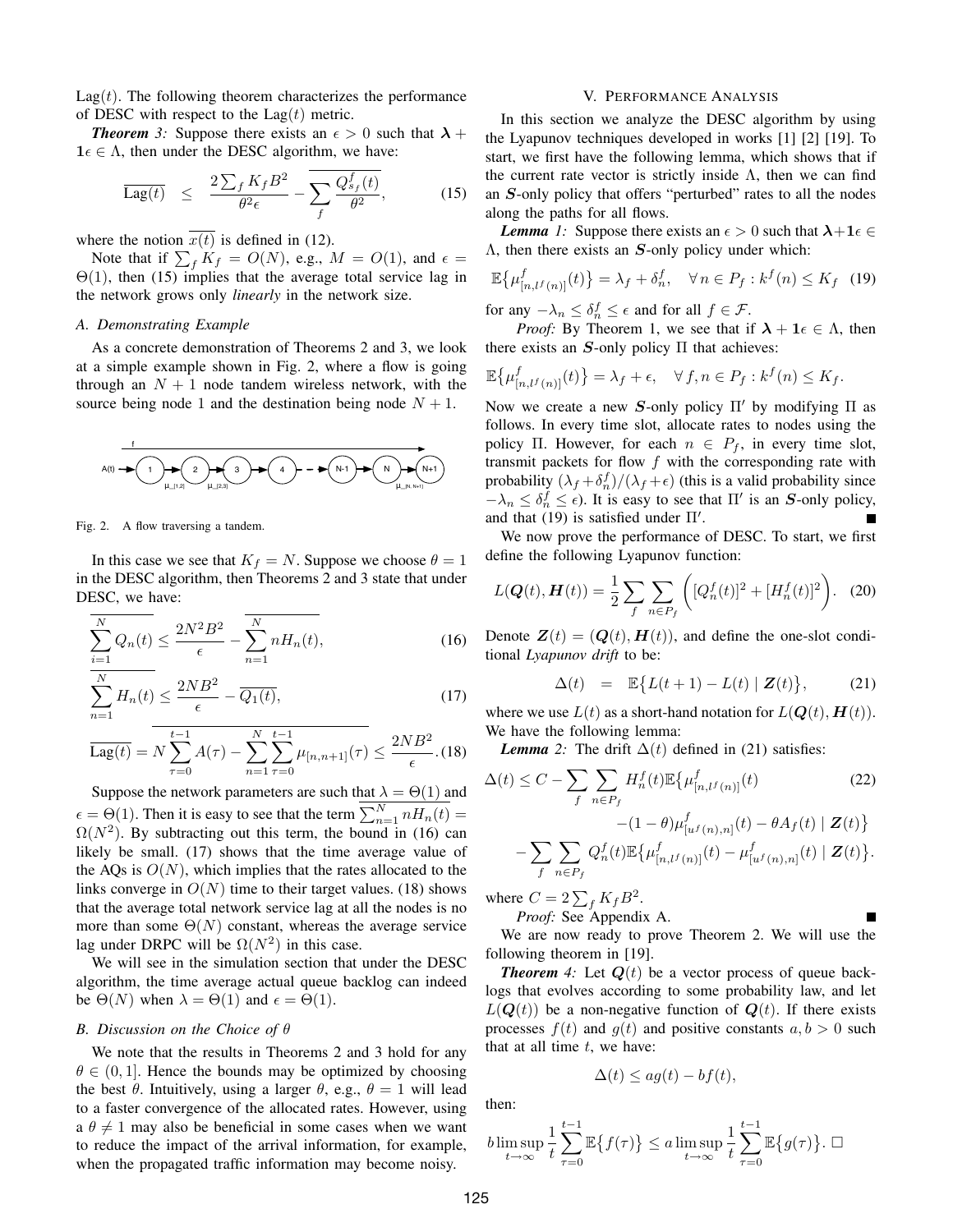Lag$(t)$. The following theorem characterizes the performance of DESC with respect to the Lag$(t)$ metric.

***Theorem 3:*** Suppose there exists an $\epsilon > 0$ such that $\boldsymbol{\lambda} + \mathbf{1}\epsilon \in \Lambda$, then under the DESC algorithm, we have:

$$\overline{\text{Lag}(t)} \leq \frac{2\sum_f K_f B^2}{\theta^2 \epsilon} - \sum_f \frac{\overline{Q^f_{s_f}(t)}}{\theta^2}, \tag{15}$$

where the notion $\overline{x(t)}$ is defined in (12).

Note that if $\sum_f K_f = O(N)$, e.g., $M = O(1)$, and $\epsilon = \Theta(1)$, then (15) implies that the average total service lag in the network grows only *linearly* in the network size.

### A. Demonstrating Example

As a concrete demonstration of Theorems 2 and 3, we look at a simple example shown in Fig. 2, where a flow is going through an $N+1$ node tandem wireless network, with the source being node 1 and the destination being node $N+1$.

f
A(t) 1 2 3 4 N-1 N N+1
μ_[1,2] μ_[2,3] μ_[N,N+1]

Fig. 2. A flow traversing a tandem.

In this case we see that $K_f = N$. Suppose we choose $\theta = 1$ in the DESC algorithm, then Theorems 2 and 3 state that under DESC, we have:

$$\overline{\sum_{i=1}^N Q_n(t)} \leq \frac{2N^2B^2}{\epsilon} - \overline{\sum_{n=1}^N nH_n(t)}, \tag{16}$$

$$\overline{\sum_{n=1}^N H_n(t)} \leq \frac{2NB^2}{\epsilon} - \overline{Q_1(t)}, \tag{17}$$

$$\overline{\text{Lag}(t)} = \overline{N\sum_{\tau=0}^{t-1} A(\tau) - \sum_{n=1}^N\sum_{\tau=0}^{t-1} \mu_{[n,n+1]}(\tau)} \leq \frac{2NB^2}{\epsilon}. \tag{18}$$

Suppose the network parameters are such that $\lambda = \Theta(1)$ and $\epsilon = \Theta(1)$. Then it is easy to see that the term $\overline{\sum_{n=1}^N nH_n(t)} = \Omega(N^2)$. By subtracting out this term, the bound in (16) can likely be small. (17) shows that the time average value of the AQs is $O(N)$, which implies that the rates allocated to the links converge in $O(N)$ time to their target values. (18) shows that the average total network service lag at all the nodes is no more than some $\Theta(N)$ constant, whereas the average service lag under DRPC will be $\Omega(N^2)$ in this case.

We will see in the simulation section that under the DESC algorithm, the time average actual queue backlog can indeed be $\Theta(N)$ when $\lambda = \Theta(1)$ and $\epsilon = \Theta(1)$.

### B. Discussion on the Choice of $\theta$

We note that the results in Theorems 2 and 3 hold for any $\theta \in (0, 1]$. Hence the bounds may be optimized by choosing the best $\theta$. Intuitively, using a larger $\theta$, e.g., $\theta = 1$ will lead to a faster convergence of the allocated rates. However, using a $\theta \neq 1$ may also be beneficial in some cases when we want to reduce the impact of the arrival information, for example, when the propagated traffic information may become noisy.

## V. Performance Analysis

In this section we analyze the DESC algorithm by using the Lyapunov techniques developed in works [1] [2] [19]. To start, we first have the following lemma, which shows that if the current rate vector is strictly inside $\Lambda$, then we can find an $\boldsymbol{S}$-only policy that offers "perturbed" rates to all the nodes along the paths for all flows.

***Lemma 1:*** Suppose there exists an $\epsilon > 0$ such that $\boldsymbol{\lambda}+\mathbf{1}\epsilon \in \Lambda$, then there exists an $\boldsymbol{S}$-only policy under which:

$$\mathbb{E}\big\{\mu^f_{[n,l^f(n)]}(t)\big\} = \lambda_f + \delta^f_n, \quad \forall\, n \in P_f : k^f(n) \leq K_f \tag{19}$$

for any $-\lambda_n \leq \delta^f_n \leq \epsilon$ and for all $f \in \mathcal{F}$.

*Proof:* By Theorem 1, we see that if $\boldsymbol{\lambda} + \mathbf{1}\epsilon \in \Lambda$, then there exists an $\boldsymbol{S}$-only policy $\Pi$ that achieves:

$$\mathbb{E}\big\{\mu^f_{[n,l^f(n)]}(t)\big\} = \lambda_f + \epsilon, \quad \forall\, f, n \in P_f : k^f(n) \leq K_f.$$

Now we create a new $\boldsymbol{S}$-only policy $\Pi'$ by modifying $\Pi$ as follows. In every time slot, allocate rates to nodes using the policy $\Pi$. However, for each $n \in P_f$, in every time slot, transmit packets for flow $f$ with the corresponding rate with probability $(\lambda_f + \delta^f_n)/(\lambda_f + \epsilon)$ (this is a valid probability since $-\lambda_n \leq \delta^f_n \leq \epsilon$). It is easy to see that $\Pi'$ is an $\boldsymbol{S}$-only policy, and that (19) is satisfied under $\Pi'$. ∎

We now prove the performance of DESC. To start, we first define the following Lyapunov function:

$$L(\boldsymbol{Q}(t), \boldsymbol{H}(t)) = \frac{1}{2}\sum_f \sum_{n\in P_f}\bigg([Q^f_n(t)]^2 + [H^f_n(t)]^2\bigg). \tag{20}$$

Denote $\boldsymbol{Z}(t) = (\boldsymbol{Q}(t), \boldsymbol{H}(t))$, and define the one-slot conditional *Lyapunov drift* to be:

$$\Delta(t) \;=\; \mathbb{E}\big\{L(t+1) - L(t) \mid \boldsymbol{Z}(t)\big\}, \tag{21}$$

where we use $L(t)$ as a short-hand notation for $L(\boldsymbol{Q}(t), \boldsymbol{H}(t))$. We have the following lemma:

***Lemma 2:*** The drift $\Delta(t)$ defined in (21) satisfies:

$$\begin{aligned}\Delta(t) \leq C - \sum_f \sum_{n\in P_f} H^f_n(t)\mathbb{E}\big\{\mu^f_{[n,l^f(n)]}(t) \\ -(1-\theta)\mu^f_{[u^f(n),n]}(t) - \theta A_f(t) \mid \boldsymbol{Z}(t)\big\} \\ - \sum_f \sum_{n\in P_f} Q^f_n(t)\mathbb{E}\big\{\mu^f_{[n,l^f(n)]}(t) - \mu^f_{[u^f(n),n]}(t) \mid \boldsymbol{Z}(t)\big\}.\end{aligned} \tag{22}$$

where $C = 2\sum_f K_f B^2$.

*Proof:* See Appendix A. ∎

We are now ready to prove Theorem 2. We will use the following theorem in [19].

***Theorem 4:*** Let $\boldsymbol{Q}(t)$ be a vector process of queue backlogs that evolves according to some probability law, and let $L(\boldsymbol{Q}(t))$ be a non-negative function of $\boldsymbol{Q}(t)$. If there exists processes $f(t)$ and $g(t)$ and positive constants $a, b > 0$ such that at all time $t$, we have:

$$\Delta(t) \leq ag(t) - bf(t),$$

then:

$$b\limsup_{t\to\infty}\frac{1}{t}\sum_{\tau=0}^{t-1}\mathbb{E}\big\{f(\tau)\big\} \leq a\limsup_{t\to\infty}\frac{1}{t}\sum_{\tau=0}^{t-1}\mathbb{E}\big\{g(\tau)\big\}. \;\square$$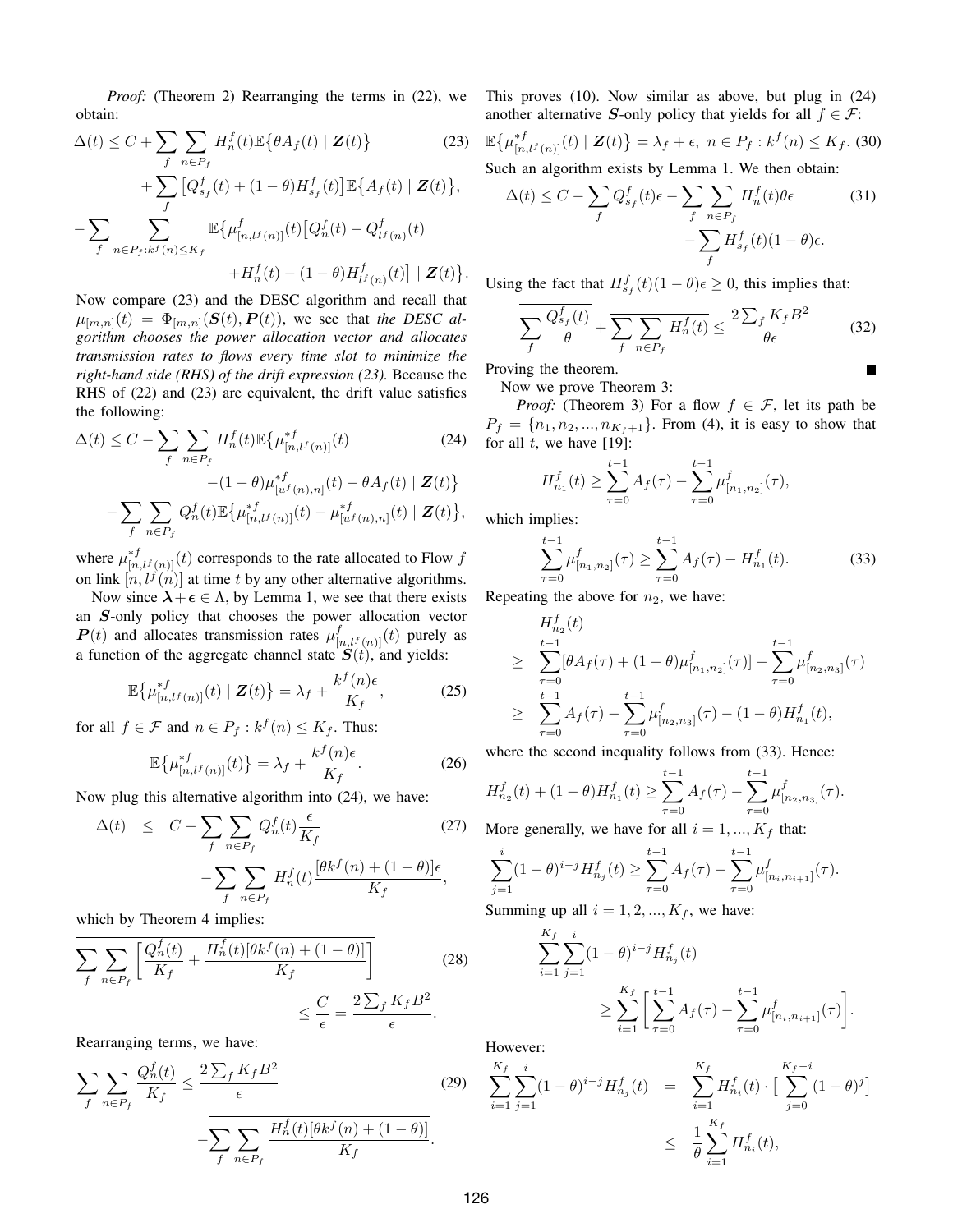*Proof:* (Theorem 2) Rearranging the terms in (22), we obtain:

$$\Delta(t) \leq C + \sum_f \sum_{n \in P_f} H_n^f(t) \mathbb{E}\big\{\theta A_f(t) \mid \boldsymbol{Z}(t)\big\} \tag{23}$$
$$+ \sum_f \big[Q_{s_f}^f(t) + (1-\theta) H_{s_f}^f(t)\big] \mathbb{E}\big\{A_f(t) \mid \boldsymbol{Z}(t)\big\},$$
$$- \sum_f \sum_{n \in P_f : k^f(n) \leq K_f} \mathbb{E}\big\{\mu_{[n, l^f(n)]}^f(t) \big[Q_n^f(t) - Q_{l^f(n)}^f(t)$$
$$+ H_n^f(t) - (1-\theta) H_{l^f(n)}^f(t)\big] \mid \boldsymbol{Z}(t)\big\}.$$

Now compare (23) and the DESC algorithm and recall that $\mu_{[m,n]}(t) = \Phi_{[m,n]}(\boldsymbol{S}(t), \boldsymbol{P}(t))$, we see that *the DESC algorithm chooses the power allocation vector and allocates transmission rates to flows every time slot to minimize the right-hand side (RHS) of the drift expression (23).* Because the RHS of (22) and (23) are equivalent, the drift value satisfies the following:

$$\Delta(t) \leq C - \sum_f \sum_{n \in P_f} H_n^f(t) \mathbb{E}\big\{\mu_{[n, l^f(n)]}^{*f}(t) \tag{24}$$
$$- (1-\theta) \mu_{[u^f(n), n]}^{*f}(t) - \theta A_f(t) \mid \boldsymbol{Z}(t)\big\}$$
$$- \sum_f \sum_{n \in P_f} Q_n^f(t) \mathbb{E}\big\{\mu_{[n, l^f(n)]}^{*f}(t) - \mu_{[u^f(n), n]}^{*f}(t) \mid \boldsymbol{Z}(t)\big\},$$

where $\mu_{[n, l^f(n)]}^{*f}(t)$ corresponds to the rate allocated to Flow $f$ on link $[n, l^f(n)]$ at time $t$ by any other alternative algorithms.

Now since $\boldsymbol{\lambda} + \boldsymbol{\epsilon} \in \Lambda$, by Lemma 1, we see that there exists an $\boldsymbol{S}$-only policy that chooses the power allocation vector $\boldsymbol{P}(t)$ and allocates transmission rates $\mu_{[n, l^f(n)]}^f(t)$ purely as a function of the aggregate channel state $\boldsymbol{S}(t)$, and yields:

$$\mathbb{E}\big\{\mu_{[n, l^f(n)]}^{*f}(t) \mid \boldsymbol{Z}(t)\big\} = \lambda_f + \frac{k^f(n)\epsilon}{K_f}, \tag{25}$$

for all $f \in \mathcal{F}$ and $n \in P_f : k^f(n) \leq K_f$. Thus:

$$\mathbb{E}\big\{\mu_{[n, l^f(n)]}^{*f}(t)\big\} = \lambda_f + \frac{k^f(n)\epsilon}{K_f}. \tag{26}$$

Now plug this alternative algorithm into (24), we have:

$$\Delta(t) \leq C - \sum_f \sum_{n \in P_f} Q_n^f(t) \frac{\epsilon}{K_f} \tag{27}$$
$$- \sum_f \sum_{n \in P_f} H_n^f(t) \frac{[\theta k^f(n) + (1-\theta)]\epsilon}{K_f},$$

which by Theorem 4 implies:

$$\overline{\sum_f \sum_{n \in P_f} \Big[\frac{Q_n^f(t)}{K_f} + \frac{H_n^f(t)[\theta k^f(n) + (1-\theta)]}{K_f}\Big]} \tag{28}$$
$$\leq \frac{C}{\epsilon} = \frac{2\sum_f K_f B^2}{\epsilon}.$$

Rearranging terms, we have:

$$\overline{\sum_f \sum_{n \in P_f} \frac{Q_n^f(t)}{K_f}} \leq \frac{2\sum_f K_f B^2}{\epsilon} \tag{29}$$
$$- \overline{\sum_f \sum_{n \in P_f} \frac{H_n^f(t)[\theta k^f(n) + (1-\theta)]}{K_f}}.$$

This proves (10). Now similar as above, but plug in (24) another alternative $\boldsymbol{S}$-only policy that yields for all $f \in \mathcal{F}$:

$$\mathbb{E}\big\{\mu_{[n, l^f(n)]}^{*f}(t) \mid \boldsymbol{Z}(t)\big\} = \lambda_f + \epsilon, \; n \in P_f : k^f(n) \leq K_f. \tag{30}$$

Such an algorithm exists by Lemma 1. We then obtain:

$$\Delta(t) \leq C - \sum_f Q_{s_f}^f(t)\epsilon - \sum_f \sum_{n \in P_f} H_n^f(t)\theta\epsilon \tag{31}$$
$$- \sum_f H_{s_f}^f(t)(1-\theta)\epsilon.$$

Using the fact that $H_{s_f}^f(t)(1-\theta)\epsilon \geq 0$, this implies that:

$$\overline{\sum_f \frac{Q_{s_f}^f(t)}{\theta}} + \overline{\sum_f \sum_{n \in P_f} H_n^f(t)} \leq \frac{2\sum_f K_f B^2}{\theta\epsilon} \tag{32}$$

Proving the theorem. ∎

Now we prove Theorem 3:

*Proof:* (Theorem 3) For a flow $f \in \mathcal{F}$, let its path be $P_f = \{n_1, n_2, ..., n_{K_f+1}\}$. From (4), it is easy to show that for all $t$, we have [19]:

$$H_{n_1}^f(t) \geq \sum_{\tau=0}^{t-1} A_f(\tau) - \sum_{\tau=0}^{t-1} \mu_{[n_1, n_2]}^f(\tau),$$

which implies:

$$\sum_{\tau=0}^{t-1} \mu_{[n_1, n_2]}^f(\tau) \geq \sum_{\tau=0}^{t-1} A_f(\tau) - H_{n_1}^f(t). \tag{33}$$

Repeating the above for $n_2$, we have:

$$\begin{aligned} & H_{n_2}^f(t) \\ \geq & \sum_{\tau=0}^{t-1} [\theta A_f(\tau) + (1-\theta)\mu_{[n_1, n_2]}^f(\tau)] - \sum_{\tau=0}^{t-1} \mu_{[n_2, n_3]}^f(\tau) \\ \geq & \sum_{\tau=0}^{t-1} A_f(\tau) - \sum_{\tau=0}^{t-1} \mu_{[n_2, n_3]}^f(\tau) - (1-\theta) H_{n_1}^f(t), \end{aligned}$$

where the second inequality follows from (33). Hence:

$$H_{n_2}^f(t) + (1-\theta) H_{n_1}^f(t) \geq \sum_{\tau=0}^{t-1} A_f(\tau) - \sum_{\tau=0}^{t-1} \mu_{[n_2, n_3]}^f(\tau).$$

More generally, we have for all $i = 1, ..., K_f$ that:

$$\sum_{j=1}^{i} (1-\theta)^{i-j} H_{n_j}^f(t) \geq \sum_{\tau=0}^{t-1} A_f(\tau) - \sum_{\tau=0}^{t-1} \mu_{[n_i, n_{i+1}]}^f(\tau).$$

Summing up all $i = 1, 2, ..., K_f$, we have:

$$\sum_{i=1}^{K_f} \sum_{j=1}^{i} (1-\theta)^{i-j} H_{n_j}^f(t)$$
$$\geq \sum_{i=1}^{K_f} \Big[\sum_{\tau=0}^{t-1} A_f(\tau) - \sum_{\tau=0}^{t-1} \mu_{[n_i, n_{i+1}]}^f(\tau)\Big].$$

However:

$$\begin{aligned} \sum_{i=1}^{K_f} \sum_{j=1}^{i} (1-\theta)^{i-j} H_{n_j}^f(t) &= \sum_{i=1}^{K_f} H_{n_i}^f(t) \cdot \big[\sum_{j=0}^{K_f - i} (1-\theta)^j\big] \\ &\leq \frac{1}{\theta} \sum_{i=1}^{K_f} H_{n_i}^f(t), \end{aligned}$$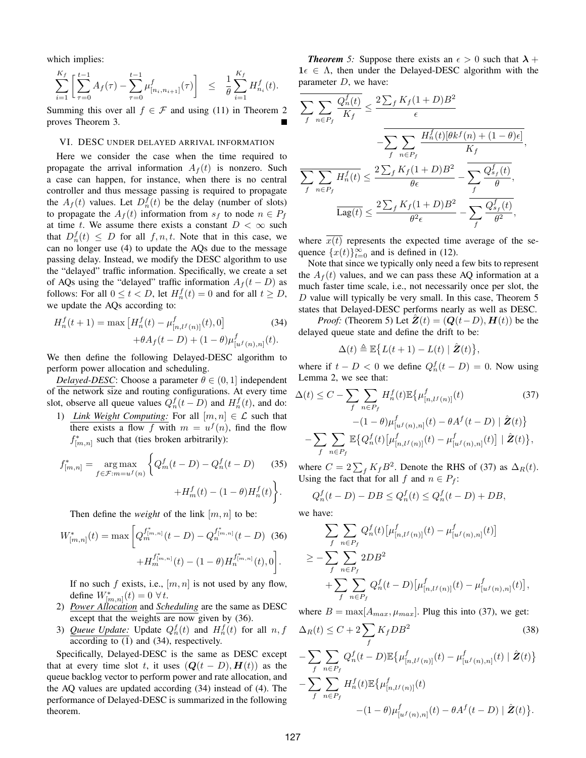which implies:

$$\sum_{i=1}^{K_f}\bigg[\sum_{\tau=0}^{t-1}A_f(\tau)-\sum_{\tau=0}^{t-1}\mu^f_{[n_i,n_{i+1}]}(\tau)\bigg] \;\;\leq\;\; \frac{1}{\theta}\sum_{i=1}^{K_f}H^f_{n_i}(t).$$

Summing this over all $f\in\mathcal{F}$ and using (11) in Theorem 2 proves Theorem 3. ∎

## VI. DESC under delayed arrival information

Here we consider the case when the time required to propagate the arrival information $A_f(t)$ is nonzero. Such a case can happen, for instance, when there is no central controller and thus message passing is required to propagate the $A_f(t)$ values. Let $D^f_n(t)$ be the delay (number of slots) to propagate the $A_f(t)$ information from $s_f$ to node $n\in P_f$ at time $t$. We assume there exists a constant $D<\infty$ such that $D^f_n(t)\leq D$ for all $f,n,t$. Note that in this case, we can no longer use (4) to update the AQs due to the message passing delay. Instead, we modify the DESC algorithm to use the "delayed" traffic information. Specifically, we create a set of AQs using the "delayed" traffic information $A_f(t-D)$ as follows: For all $0\leq t<D$, let $H^f_n(t)=0$ and for all $t\geq D$, we update the AQs according to:

$$H^f_n(t+1)=\max\big[H^f_n(t)-\mu^f_{[n,l^f(n)]}(t),0\big] +\theta A_f(t-D)+(1-\theta)\mu^f_{[u^f(n),n]}(t). \tag{34}$$

We then define the following Delayed-DESC algorithm to perform power allocation and scheduling.

***Delayed-DESC***: Choose a parameter $\theta\in(0,1]$ independent of the network size and routing configurations. At every time slot, observe all queue values $Q^f_n(t-D)$ and $H^f_n(t)$, and do:

1) ***Link Weight Computing:*** For all $[m,n]\in\mathcal{L}$ such that there exists a flow $f$ with $m=u^f(n)$, find the flow $f^*_{[m,n]}$ such that (ties broken arbitrarily):

$$f^*_{[m,n]}=\operatorname*{arg\,max}_{f\in\mathcal{F}:m=u^f(n)}\bigg\{Q^f_m(t-D)-Q^f_n(t-D) +H^f_m(t)-(1-\theta)H^f_n(t)\bigg\}. \tag{35}$$

Then define the *weight* of the link $[m,n]$ to be:

$$W^*_{[m,n]}(t)=\max\bigg[Q^{f^*_{[m,n]}}_m(t-D)-Q^{f^*_{[m,n]}}_n(t-D) +H^{f^*_{[m,n]}}_m(t)-(1-\theta)H^{f^*_{[m,n]}}_n(t),0\bigg]. \tag{36}$$

If no such $f$ exists, i.e., $[m,n]$ is not used by any flow, define $W^*_{[m,n]}(t)=0\ \forall t$.

2) ***Power Allocation*** and ***Scheduling*** are the same as DESC except that the weights are now given by (36).

3) ***Queue Update:*** Update $Q^f_n(t)$ and $H^f_n(t)$ for all $n,f$ according to (1) and (34), respectively.

Specifically, Delayed-DESC is the same as DESC except that at every time slot $t$, it uses $(\boldsymbol{Q}(t-D),\boldsymbol{H}(t))$ as the queue backlog vector to perform power and rate allocation, and the AQ values are updated according to (34) instead of (4). The performance of Delayed-DESC is summarized in the following theorem.

***Theorem 5:*** Suppose there exists an $\epsilon>0$ such that $\boldsymbol{\lambda}+\boldsymbol{1}\epsilon\in\Lambda$, then under the Delayed-DESC algorithm with the parameter $D$, we have:

$$\overline{\sum_f\sum_{n\in P_f}\frac{Q^f_n(t)}{K_f}}\leq\frac{2\sum_f K_f(1+D)B^2}{\epsilon} -\overline{\sum_f\sum_{n\in P_f}\frac{H^f_n(t)[\theta k^f(n)+(1-\theta)\epsilon]}{K_f}},$$

$$\overline{\sum_f\sum_{n\in P_f}H^f_n(t)}\leq\frac{2\sum_f K_f(1+D)B^2}{\theta\epsilon}-\overline{\sum_f\frac{Q^f_{s_f}(t)}{\theta}},$$

$$\overline{\text{Lag}(t)}\leq\frac{2\sum_f K_f(1+D)B^2}{\theta^2\epsilon}-\overline{\sum_f\frac{Q^f_{s_f}(t)}{\theta^2}},$$

where $\overline{x(t)}$ represents the expected time average of the sequence $\{x(t)\}_{t=0}^{\infty}$ and is defined in (12).

Note that since we typically only need a few bits to represent the $A_f(t)$ values, and we can pass these AQ information at a much faster time scale, i.e., not necessarily once per slot, the $D$ value will typically be very small. In this case, Theorem 5 states that Delayed-DESC performs nearly as well as DESC.

*Proof:* (Theorem 5) Let $\hat{\boldsymbol{Z}}(t)=(\boldsymbol{Q}(t-D),\boldsymbol{H}(t))$ be the delayed queue state and define the drift to be:

$$\Delta(t)\triangleq\mathbb{E}\big\{L(t+1)-L(t)\mid\hat{\boldsymbol{Z}}(t)\big\},$$

where if $t-D<0$ we define $Q^f_n(t-D)=0$. Now using Lemma 2, we see that:

$$\begin{aligned}\Delta(t)\leq C&-\sum_f\sum_{n\in P_f}H^f_n(t)\mathbb{E}\big\{\mu^f_{[n,l^f(n)]}(t)\\&\qquad-(1-\theta)\mu^f_{[u^f(n),n]}(t)-\theta A^f(t-D)\mid\hat{\boldsymbol{Z}}(t)\big\}\\&-\sum_f\sum_{n\in P_f}\mathbb{E}\big\{Q^f_n(t)\big[\mu^f_{[n,l^f(n)]}(t)-\mu^f_{[u^f(n),n]}(t)\big]\mid\hat{\boldsymbol{Z}}(t)\big\},\end{aligned}\tag{37}$$

where $C=2\sum_f K_fB^2$. Denote the RHS of (37) as $\Delta_R(t)$. Using the fact that for all $f$ and $n\in P_f$:

$$Q^f_n(t-D)-DB\leq Q^f_n(t)\leq Q^f_n(t-D)+DB,$$

we have:

$$\begin{aligned}&\sum_f\sum_{n\in P_f}Q^f_n(t)\big[\mu^f_{[n,l^f(n)]}(t)-\mu^f_{[u^f(n),n]}(t)\big]\\&\geq-\sum_f\sum_{n\in P_f}2DB^2\\&\qquad+\sum_f\sum_{n\in P_f}Q^f_n(t-D)\big[\mu^f_{[n,l^f(n)]}(t)-\mu^f_{[u^f(n),n]}(t)\big],\end{aligned}$$

where $B=\max[A_{max},\mu_{max}]$. Plug this into (37), we get:

$$\begin{aligned}\Delta_R(t)\leq{}&C+2\sum_f K_fDB^2\\&-\sum_f\sum_{n\in P_f}Q^f_n(t-D)\mathbb{E}\big\{\mu^f_{[n,l^f(n)]}(t)-\mu^f_{[u^f(n),n]}(t)\mid\hat{\boldsymbol{Z}}(t)\big\}\\&-\sum_f\sum_{n\in P_f}H^f_n(t)\mathbb{E}\big\{\mu^f_{[n,l^f(n)]}(t)\\&\qquad-(1-\theta)\mu^f_{[u^f(n),n]}(t)-\theta A^f(t-D)\mid\hat{\boldsymbol{Z}}(t)\big\}.\end{aligned}\tag{38}$$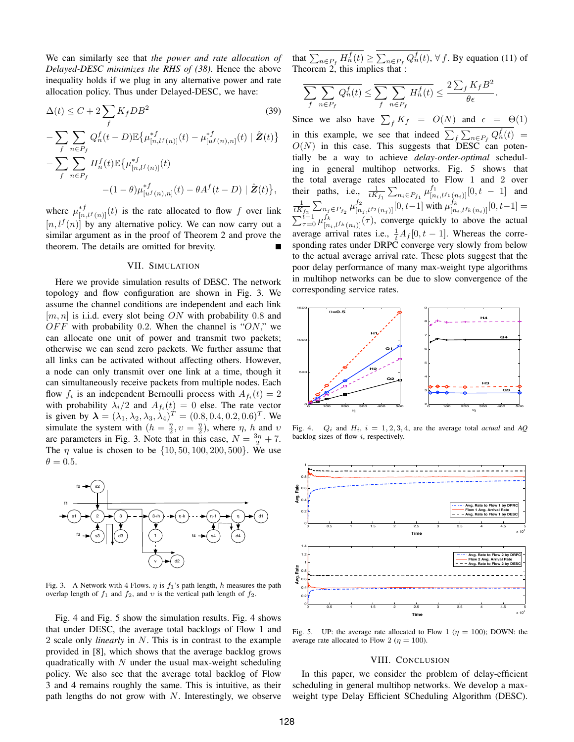We can similarly see that *the power and rate allocation of Delayed-DESC minimizes the RHS of (38)*. Hence the above inequality holds if we plug in any alternative power and rate allocation policy. Thus under Delayed-DESC, we have:

$$\Delta(t) \leq C + 2\sum_f K_f D B^2 \tag{39}$$

$$-\sum_f \sum_{n\in P_f} Q_n^f(t-D)\mathbb{E}\{\mu^{*f}_{[n,l^f(n)]}(t) - \mu^{*f}_{[u^f(n),n]}(t) \mid \hat{\boldsymbol{Z}}(t)\}$$

$$-\sum_f \sum_{n\in P_f} H_n^f(t)\mathbb{E}\{\mu^{*f}_{[n,l^f(n)]}(t)$$

$$-(1-\theta)\mu^{*f}_{[u^f(n),n]}(t) - \theta A^f(t-D) \mid \hat{\boldsymbol{Z}}(t)\},$$

where $\mu^{*f}_{[n,l^f(n)]}(t)$ is the rate allocated to flow $f$ over link $[n, l^f(n)]$ by any alternative policy. We can now carry out a similar argument as in the proof of Theorem 2 and prove the theorem. The details are omitted for brevity. ∎

## VII. Simulation

Here we provide simulation results of DESC. The network topology and flow configuration are shown in Fig. 3. We assume the channel conditions are independent and each link $[m, n]$ is i.i.d. every slot being $ON$ with probability 0.8 and $OFF$ with probability 0.2. When the channel is "$ON$," we can allocate one unit of power and transmit two packets; otherwise we can send zero packets. We further assume that all links can be activated without affecting others. However, a node can only transmit over one link at a time, though it can simultaneously receive packets from multiple nodes. Each flow $f_i$ is an independent Bernoulli process with $A_{f_i}(t) = 2$ with probability $\lambda_i/2$ and $A_{f_i}(t) = 0$ else. The rate vector is given by $\boldsymbol{\lambda} = (\lambda_1, \lambda_2, \lambda_3, \lambda_4)^T = (0.8, 0.4, 0.2, 0.6)^T$. We simulate the system with $(h = \frac{\eta}{2}, \upsilon = \frac{\eta}{2})$, where $\eta$, $h$ and $\upsilon$ are parameters in Fig. 3. Note that in this case, $N = \frac{3\eta}{2} + 7$. The $\eta$ value is chosen to be $\{10, 50, 100, 200, 500\}$. We use $\theta = 0.5$.

f2 s2 f1 s1 2 3 3+h η-k η-1 η d1 f3 s3 d3 1 f4 s4 d4 v d2

Fig. 3. A Network with 4 Flows. $\eta$ is $f_1$'s path length, $h$ measures the path overlap length of $f_1$ and $f_2$, and $\upsilon$ is the vertical path length of $f_2$.

Fig. 4 and Fig. 5 show the simulation results. Fig. 4 shows that under DESC, the average total backlogs of Flow 1 and 2 scale only *linearly* in $N$. This is in contrast to the example provided in [8], which shows that the average backlog grows quadratically with $N$ under the usual max-weight scheduling policy. We also see that the average total backlog of Flow 3 and 4 remains roughly the same. This is intuitive, as their path lengths do not grow with $N$. Interestingly, we observe that $\overline{\sum_{n\in P_f} H_n^f(t)} \geq \overline{\sum_{n\in P_f} Q_n^f(t)}$, $\forall f$. By equation (11) of Theorem 2, this implies that :

$$\sum_f \sum_{n\in P_f} \overline{Q_n^f(t)} \leq \sum_f \sum_{n\in P_f} \overline{H_n^f(t)} \leq \frac{2\sum_f K_f B^2}{\theta\epsilon}.$$

Since we also have $\sum_f K_f = O(N)$ and $\epsilon = \Theta(1)$ in this example, we see that indeed $\overline{\sum_f \sum_{n\in P_f} Q_n^f(t)} = O(N)$ in this case. This suggests that DESC can potentially be a way to achieve *delay-order-optimal* scheduling in general multihop networks. Fig. 5 shows that the total average rates allocated to Flow 1 and 2 over their paths, i.e., $\frac{1}{tK_{f_1}}\sum_{n_i\in P_{f_1}} \mu^{f_1}_{[n_i,l^{f_1}(n_i)]}[0, t-1]$ and $\frac{1}{tK_{f_2}}\sum_{n_j\in P_{f_2}} \mu^{f_2}_{[n_j,l^{f_2}(n_j)]}[0, t-1]$ with $\mu^{f_k}_{[n_i,l^{f_k}(n_i)]}[0, t-1] = \sum_{\tau=0}^{t-1} \mu^{f_k}_{[n_i,l^{f_k}(n_i)]}(\tau)$, converge quickly to above the actual average arrival rates i.e., $\frac{1}{t}A_f[0, t-1]$. Whereas the corresponding rates under DRPC converge very slowly from below to the actual average arrival rate. These plots suggest that the poor delay performance of many max-weight type algorithms in multihop networks can be due to slow convergence of the corresponding service rates.

θ=0.5
H1
Q1
H2
Q2
H4
Q4
H3
Q3
η
η

Fig. 4. $Q_i$ and $H_i$, $i = 1, 2, 3, 4$, are the average total *actual* and *AQ* backlog sizes of flow $i$, respectively.

Avg. Rate
Avg. Rate to Flow 1 by DRPC
Flow 1 Avg. Arrival Rate
Avg. Rate to Flow 1 by DESC
Time
x 10^4
Avg. Rate
Avg. Rate to Flow 2 by DRPC
Flow 2 Avg. Arrival Rate
Avg. Rate to Flow 2 by DESC
Time
x 10^4

Fig. 5. UP: the average rate allocated to Flow 1 ($\eta = 100$); DOWN: the average rate allocated to Flow 2 ($\eta = 100$).

## VIII. Conclusion

In this paper, we consider the problem of delay-efficient scheduling in general multihop networks. We develop a max-weight type Delay Efficient SCheduling Algorithm (DESC).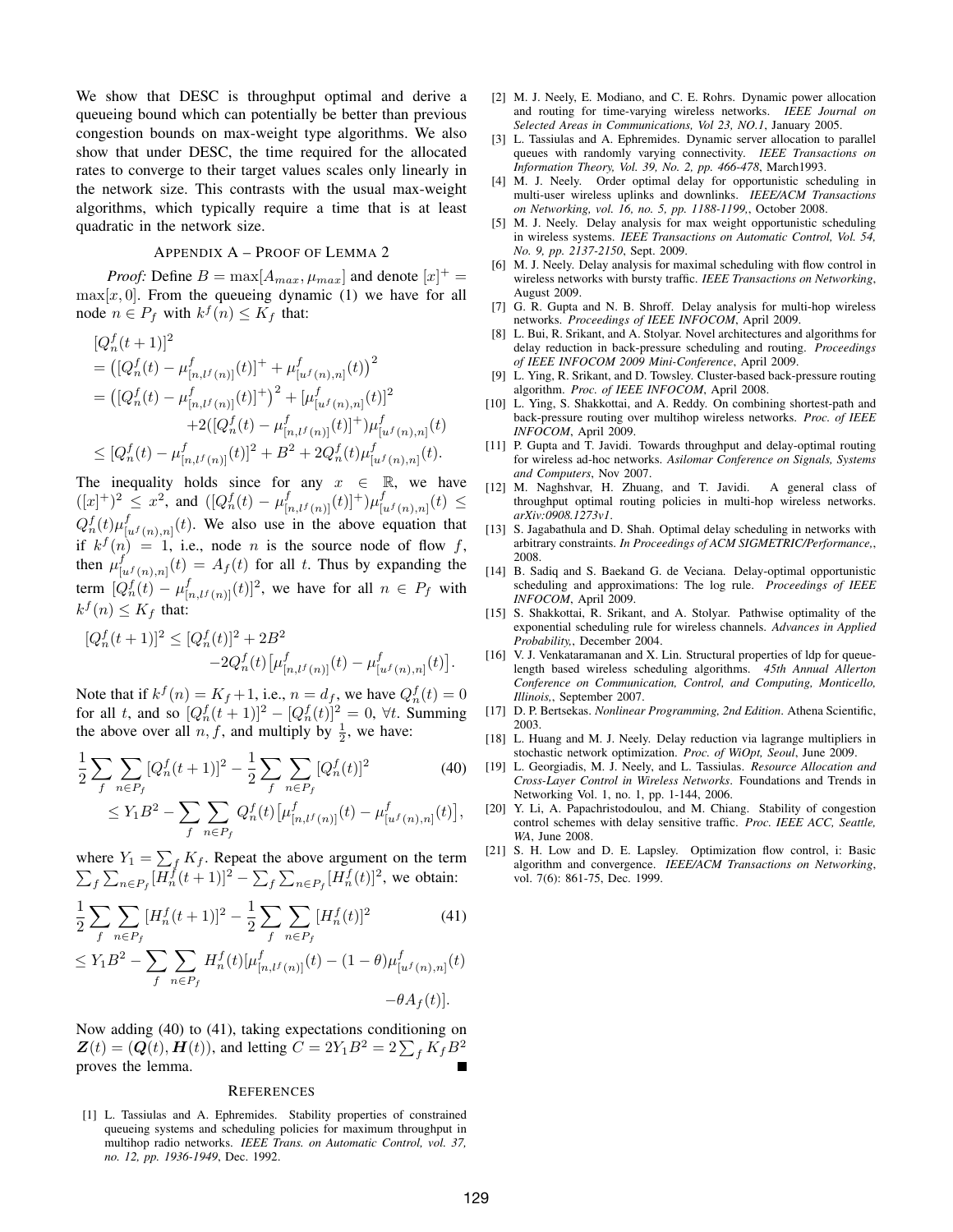We show that DESC is throughput optimal and derive a queueing bound which can potentially be better than previous congestion bounds on max-weight type algorithms. We also show that under DESC, the time required for the allocated rates to converge to their target values scales only linearly in the network size. This contrasts with the usual max-weight algorithms, which typically require a time that is at least quadratic in the network size.

## Appendix A – Proof of Lemma 2

*Proof:* Define $B = \max[A_{max}, \mu_{max}]$ and denote $[x]^+ = \max[x, 0]$. From the queueing dynamic (1) we have for all node $n \in P_f$ with $k^f(n) \le K_f$ that:

$$
\begin{aligned}
&[Q_n^f(t+1)]^2 \\
&= \big([Q_n^f(t) - \mu^f_{[n,l^f(n)]}(t)]^+ + \mu^f_{[u^f(n),n]}(t)\big)^2 \\
&= \big([Q_n^f(t) - \mu^f_{[n,l^f(n)]}(t)]^+\big)^2 + [\mu^f_{[u^f(n),n]}(t)]^2 \\
&\qquad + 2([Q_n^f(t) - \mu^f_{[n,l^f(n)]}(t)]^+)\mu^f_{[u^f(n),n]}(t) \\
&\le [Q_n^f(t) - \mu^f_{[n,l^f(n)]}(t)]^2 + B^2 + 2Q_n^f(t)\mu^f_{[u^f(n),n]}(t).
\end{aligned}
$$

The inequality holds since for any $x \in \mathbb{R}$, we have $([x]^+)^2 \le x^2$, and $([Q_n^f(t) - \mu^f_{[n,l^f(n)]}(t)]^+)\mu^f_{[u^f(n),n]}(t) \le Q_n^f(t)\mu^f_{[u^f(n),n]}(t)$. We also use in the above equation that if $k^f(n) = 1$, i.e., node $n$ is the source node of flow $f$, then $\mu^f_{[u^f(n),n]}(t) = A_f(t)$ for all $t$. Thus by expanding the term $[Q_n^f(t) - \mu^f_{[n,l^f(n)]}(t)]^2$, we have for all $n \in P_f$ with $k^f(n) \le K_f$ that:

$$
\begin{aligned}
[Q_n^f(t+1)]^2 \le [Q_n^f(t)]^2 + 2B^2 \\
-2Q_n^f(t)\big[\mu^f_{[n,l^f(n)]}(t) - \mu^f_{[u^f(n),n]}(t)\big].
\end{aligned}
$$

Note that if $k^f(n) = K_f + 1$, i.e., $n = d_f$, we have $Q_n^f(t) = 0$ for all $t$, and so $[Q_n^f(t+1)]^2 - [Q_n^f(t)]^2 = 0$, $\forall t$. Summing the above over all $n, f$, and multiply by $\frac{1}{2}$, we have:

$$
\begin{aligned}
&\frac{1}{2}\sum_f \sum_{n \in P_f} [Q_n^f(t+1)]^2 - \frac{1}{2}\sum_f \sum_{n \in P_f} [Q_n^f(t)]^2 \qquad (40) \\
&\quad \le Y_1 B^2 - \sum_f \sum_{n \in P_f} Q_n^f(t)\big[\mu^f_{[n,l^f(n)]}(t) - \mu^f_{[u^f(n),n]}(t)\big],
\end{aligned}
$$

where $Y_1 = \sum_f K_f$. Repeat the above argument on the term $\sum_f \sum_{n \in P_f}[H_n^f(t+1)]^2 - \sum_f \sum_{n \in P_f}[H_n^f(t)]^2$, we obtain:

$$
\begin{aligned}
&\frac{1}{2}\sum_f \sum_{n \in P_f} [H_n^f(t+1)]^2 - \frac{1}{2}\sum_f \sum_{n \in P_f} [H_n^f(t)]^2 \qquad (41) \\
&\le Y_1 B^2 - \sum_f \sum_{n \in P_f} H_n^f(t)[\mu^f_{[n,l^f(n)]}(t) - (1-\theta)\mu^f_{[u^f(n),n]}(t) \\
&\qquad\qquad\qquad\qquad\qquad\qquad -\theta A_f(t)].
\end{aligned}
$$

Now adding (40) to (41), taking expectations conditioning on $\boldsymbol{Z}(t) = (\boldsymbol{Q}(t), \boldsymbol{H}(t))$, and letting $C = 2Y_1B^2 = 2\sum_f K_f B^2$ proves the lemma. ∎

## References

[1] L. Tassiulas and A. Ephremides. Stability properties of constrained queueing systems and scheduling policies for maximum throughput in multihop radio networks. *IEEE Trans. on Automatic Control, vol. 37, no. 12, pp. 1936-1949*, Dec. 1992.

[2] M. J. Neely, E. Modiano, and C. E. Rohrs. Dynamic power allocation and routing for time-varying wireless networks. *IEEE Journal on Selected Areas in Communications, Vol 23, NO.1*, January 2005.

[3] L. Tassiulas and A. Ephremides. Dynamic server allocation to parallel queues with randomly varying connectivity. *IEEE Transactions on Information Theory, Vol. 39, No. 2, pp. 466-478*, March1993.

[4] M. J. Neely. Order optimal delay for opportunistic scheduling in multi-user wireless uplinks and downlinks. *IEEE/ACM Transactions on Networking, vol. 16, no. 5, pp. 1188-1199,*, October 2008.

[5] M. J. Neely. Delay analysis for max weight opportunistic scheduling in wireless systems. *IEEE Transactions on Automatic Control, Vol. 54, No. 9, pp. 2137-2150*, Sept. 2009.

[6] M. J. Neely. Delay analysis for maximal scheduling with flow control in wireless networks with bursty traffic. *IEEE Transactions on Networking*, August 2009.

[7] G. R. Gupta and N. B. Shroff. Delay analysis for multi-hop wireless networks. *Proceedings of IEEE INFOCOM*, April 2009.

[8] L. Bui, R. Srikant, and A. Stolyar. Novel architectures and algorithms for delay reduction in back-pressure scheduling and routing. *Proceedings of IEEE INFOCOM 2009 Mini-Conference*, April 2009.

[9] L. Ying, R. Srikant, and D. Towsley. Cluster-based back-pressure routing algorithm. *Proc. of IEEE INFOCOM*, April 2008.

[10] L. Ying, S. Shakkottai, and A. Reddy. On combining shortest-path and back-pressure routing over multihop wireless networks. *Proc. of IEEE INFOCOM*, April 2009.

[11] P. Gupta and T. Javidi. Towards throughput and delay-optimal routing for wireless ad-hoc networks. *Asilomar Conference on Signals, Systems and Computers*, Nov 2007.

[12] M. Naghshvar, H. Zhuang, and T. Javidi. A general class of throughput optimal routing policies in multi-hop wireless networks. *arXiv:0908.1273v1*.

[13] S. Jagabathula and D. Shah. Optimal delay scheduling in networks with arbitrary constraints. *In Proceedings of ACM SIGMETRIC/Performance,*, 2008.

[14] B. Sadiq and S. Baekand G. de Veciana. Delay-optimal opportunistic scheduling and approximations: The log rule. *Proceedings of IEEE INFOCOM*, April 2009.

[15] S. Shakkottai, R. Srikant, and A. Stolyar. Pathwise optimality of the exponential scheduling rule for wireless channels. *Advances in Applied Probability,*, December 2004.

[16] V. J. Venkataramanan and X. Lin. Structural properties of ldp for queue-length based wireless scheduling algorithms. *45th Annual Allerton Conference on Communication, Control, and Computing, Monticello, Illinois,*, September 2007.

[17] D. P. Bertsekas. *Nonlinear Programming, 2nd Edition*. Athena Scientific, 2003.

[18] L. Huang and M. J. Neely. Delay reduction via lagrange multipliers in stochastic network optimization. *Proc. of WiOpt, Seoul*, June 2009.

[19] L. Georgiadis, M. J. Neely, and L. Tassiulas. *Resource Allocation and Cross-Layer Control in Wireless Networks*. Foundations and Trends in Networking Vol. 1, no. 1, pp. 1-144, 2006.

[20] Y. Li, A. Papachristodoulou, and M. Chiang. Stability of congestion control schemes with delay sensitive traffic. *Proc. IEEE ACC, Seattle, WA*, June 2008.

[21] S. H. Low and D. E. Lapsley. Optimization flow control, i: Basic algorithm and convergence. *IEEE/ACM Transactions on Networking*, vol. 7(6): 861-75, Dec. 1999.